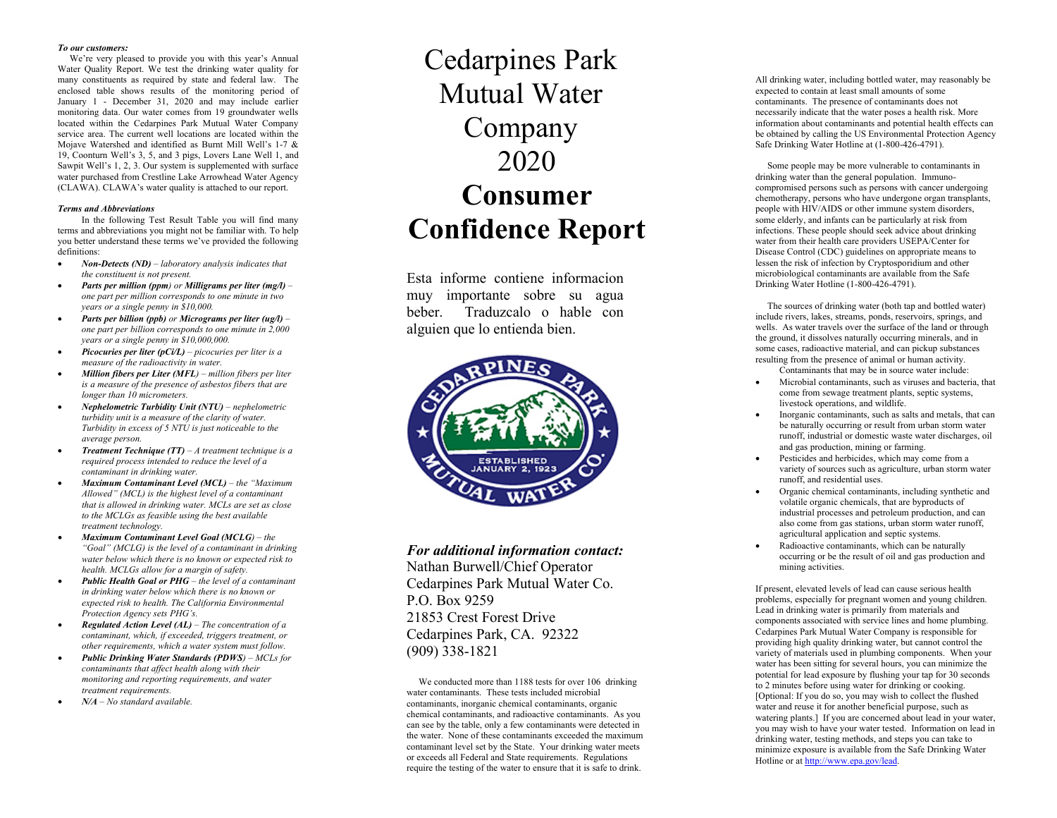***To our customers:***

We're very pleased to provide you with this year's Annual Water Quality Report. We test the drinking water quality for many constituents as required by state and federal law. The enclosed table shows results of the monitoring period of January 1 - December 31, 2020 and may include earlier monitoring data. Our water comes from 19 groundwater wells located within the Cedarpines Park Mutual Water Company service area. The current well locations are located within the Mojave Watershed and identified as Burnt Mill Well's 1-7 & 19, Coonturn Well's 3, 5, and 3 pigs, Lovers Lane Well 1, and Sawpit Well's 1, 2, 3. Our system is supplemented with surface water purchased from Crestline Lake Arrowhead Water Agency (CLAWA). CLAWA's water quality is attached to our report.

***Terms and Abbreviations***

In the following Test Result Table you will find many terms and abbreviations you might not be familiar with. To help you better understand these terms we've provided the following definitions:

- ***Non-Detects (ND)*** *– laboratory analysis indicates that the constituent is not present.*
- ***Parts per million (ppm)*** *or* ***Milligrams per liter (mg/l)*** *– one part per million corresponds to one minute in two years or a single penny in $10,000.*
- ***Parts per billion (ppb)*** *or* ***Micrograms per liter (ug/l)*** *– one part per billion corresponds to one minute in 2,000 years or a single penny in $10,000,000.*
- ***Picocuries per liter (pCi/L)*** *– picocuries per liter is a measure of the radioactivity in water.*
- ***Million fibers per Liter (MFL)*** *– million fibers per liter is a measure of the presence of asbestos fibers that are longer than 10 micrometers.*
- ***Nephelometric Turbidity Unit (NTU)*** *– nephelometric turbidity unit is a measure of the clarity of water. Turbidity in excess of 5 NTU is just noticeable to the average person.*
- ***Treatment Technique (TT)*** *– A treatment technique is a required process intended to reduce the level of a contaminant in drinking water.*
- ***Maximum Contaminant Level (MCL)*** *– the "Maximum Allowed" (MCL) is the highest level of a contaminant that is allowed in drinking water. MCLs are set as close to the MCLGs as feasible using the best available treatment technology.*
- ***Maximum Contaminant Level Goal (MCLG)*** *– the "Goal" (MCLG) is the level of a contaminant in drinking water below which there is no known or expected risk to health. MCLGs allow for a margin of safety.*
- ***Public Health Goal or PHG*** *– the level of a contaminant in drinking water below which there is no known or expected risk to health. The California Environmental Protection Agency sets PHG's.*
- ***Regulated Action Level (AL)*** *– The concentration of a contaminant, which, if exceeded, triggers treatment, or other requirements, which a water system must follow.*
- ***Public Drinking Water Standards (PDWS)*** *– MCLs for contaminants that affect health along with their monitoring and reporting requirements, and water treatment requirements.*
- ***N/A*** *– No standard available.*

# Cedarpines Park Mutual Water Company 2020 **Consumer Confidence Report**

Esta informe contiene informacion muy importante sobre su agua beber. Traduzcalo o hable con alguien que lo entienda bien.

***For additional information contact:***

Nathan Burwell/Chief Operator
Cedarpines Park Mutual Water Co.
P.O. Box 9259
21853 Crest Forest Drive
Cedarpines Park, CA. 92322
(909) 338-1821

We conducted more than 1188 tests for over 106 drinking water contaminants. These tests included microbial contaminants, inorganic chemical contaminants, organic chemical contaminants, and radioactive contaminants. As you can see by the table, only a few contaminants were detected in the water. None of these contaminants exceeded the maximum contaminant level set by the State. Your drinking water meets or exceeds all Federal and State requirements. Regulations require the testing of the water to ensure that it is safe to drink.

All drinking water, including bottled water, may reasonably be expected to contain at least small amounts of some contaminants. The presence of contaminants does not necessarily indicate that the water poses a health risk. More information about contaminants and potential health effects can be obtained by calling the US Environmental Protection Agency Safe Drinking Water Hotline at (1-800-426-4791).

Some people may be more vulnerable to contaminants in drinking water than the general population. Immuno-compromised persons such as persons with cancer undergoing chemotherapy, persons who have undergone organ transplants, people with HIV/AIDS or other immune system disorders, some elderly, and infants can be particularly at risk from infections. These people should seek advice about drinking water from their health care providers USEPA/Center for Disease Control (CDC) guidelines on appropriate means to lessen the risk of infection by Cryptosporidium and other microbiological contaminants are available from the Safe Drinking Water Hotline (1-800-426-4791).

The sources of drinking water (both tap and bottled water) include rivers, lakes, streams, ponds, reservoirs, springs, and wells. As water travels over the surface of the land or through the ground, it dissolves naturally occurring minerals, and in some cases, radioactive material, and can pickup substances resulting from the presence of animal or human activity.

Contaminants that may be in source water include:

- Microbial contaminants, such as viruses and bacteria, that come from sewage treatment plants, septic systems, livestock operations, and wildlife.
- Inorganic contaminants, such as salts and metals, that can be naturally occurring or result from urban storm water runoff, industrial or domestic waste water discharges, oil and gas production, mining or farming.
- Pesticides and herbicides, which may come from a variety of sources such as agriculture, urban storm water runoff, and residential uses.
- Organic chemical contaminants, including synthetic and volatile organic chemicals, that are byproducts of industrial processes and petroleum production, and can also come from gas stations, urban storm water runoff, agricultural application and septic systems.
- Radioactive contaminants, which can be naturally occurring or be the result of oil and gas production and mining activities.

If present, elevated levels of lead can cause serious health problems, especially for pregnant women and young children. Lead in drinking water is primarily from materials and components associated with service lines and home plumbing. Cedarpines Park Mutual Water Company is responsible for providing high quality drinking water, but cannot control the variety of materials used in plumbing components. When your water has been sitting for several hours, you can minimize the potential for lead exposure by flushing your tap for 30 seconds to 2 minutes before using water for drinking or cooking. [Optional: If you do so, you may wish to collect the flushed water and reuse it for another beneficial purpose, such as watering plants.] If you are concerned about lead in your water, you may wish to have your water tested. Information on lead in drinking water, testing methods, and steps you can take to minimize exposure is available from the Safe Drinking Water Hotline or at http://www.epa.gov/lead.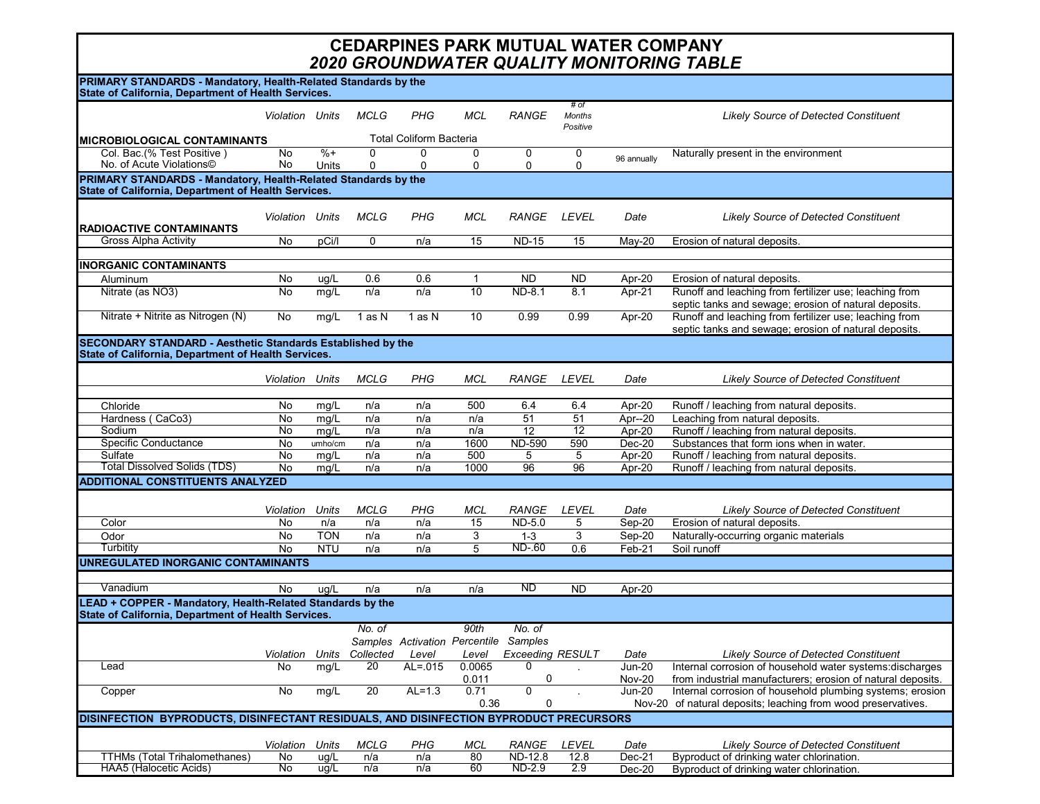# CEDARPINES PARK MUTUAL WATER COMPANY
## *2020 GROUNDWATER QUALITY MONITORING TABLE*

**PRIMARY STANDARDS - Mandatory, Health-Related Standards by the State of California, Department of Health Services.**

| MICROBIOLOGICAL CONTAMINANTS | *Violation* | *Units* | *MCLG* | *PHG* | *MCL* | *RANGE* | *# of Months Positive* | | *Likely Source of Detected Constituent* |
|---|---|---|---|---|---|---|---|---|---|
| | | | Total Coliform Bacteria | | | | | | |
| Col. Bac.(% Test Positive ) | No | %+ | 0 | 0 | 0 | 0 | 0 | 96 annually | Naturally present in the environment |
| No. of Acute Violations© | No | Units | 0 | 0 | 0 | 0 | 0 | | |

**PRIMARY STANDARDS - Mandatory, Health-Related Standards by the State of California, Department of Health Services.**

| RADIOACTIVE CONTAMINANTS | *Violation* | *Units* | *MCLG* | *PHG* | *MCL* | *RANGE* | *LEVEL* | *Date* | *Likely Source of Detected Constituent* |
|---|---|---|---|---|---|---|---|---|---|
| Gross Alpha Activity | No | pCi/l | 0 | n/a | 15 | ND-15 | 15 | May-20 | Erosion of natural deposits. |
| **INORGANIC CONTAMINANTS** | | | | | | | | | |
| Aluminum | No | ug/L | 0.6 | 0.6 | 1 | ND | ND | Apr-20 | Erosion of natural deposits. |
| Nitrate (as NO3) | No | mg/L | n/a | n/a | 10 | ND-8.1 | 8.1 | Apr-21 | Runoff and leaching from fertilizer use; leaching from septic tanks and sewage; erosion of natural deposits. |
| Nitrate + Nitrite as Nitrogen (N) | No | mg/L | 1 as N | 1 as N | 10 | 0.99 | 0.99 | Apr-20 | Runoff and leaching from fertilizer use; leaching from septic tanks and sewage; erosion of natural deposits. |

**SECONDARY STANDARD - Aesthetic Standards Established by the State of California, Department of Health Services.**

| | *Violation* | *Units* | *MCLG* | *PHG* | *MCL* | *RANGE* | *LEVEL* | *Date* | *Likely Source of Detected Constituent* |
|---|---|---|---|---|---|---|---|---|---|
| Chloride | No | mg/L | n/a | n/a | 500 | 6.4 | 6.4 | Apr-20 | Runoff / leaching from natural deposits. |
| Hardness ( CaCo3) | No | mg/L | n/a | n/a | n/a | 51 | 51 | Apr--20 | Leaching from natural deposits. |
| Sodium | No | mg/L | n/a | n/a | n/a | 12 | 12 | Apr-20 | Runoff / leaching from natural deposits. |
| Specific Conductance | No | umho/cm | n/a | n/a | 1600 | ND-590 | 590 | Dec-20 | Substances that form ions when in water. |
| Sulfate | No | mg/L | n/a | n/a | 500 | 5 | 5 | Apr-20 | Runoff / leaching from natural deposits. |
| Total Dissolved Solids (TDS) | No | mg/L | n/a | n/a | 1000 | 96 | 96 | Apr-20 | Runoff / leaching from natural deposits. |

**ADDITIONAL CONSTITUENTS ANALYZED**

| | *Violation* | *Units* | *MCLG* | *PHG* | *MCL* | *RANGE* | *LEVEL* | *Date* | *Likely Source of Detected Constituent* |
|---|---|---|---|---|---|---|---|---|---|
| Color | No | n/a | n/a | n/a | 15 | ND-5.0 | 5 | Sep-20 | Erosion of natural deposits. |
| Odor | No | TON | n/a | n/a | 3 | 1-3 | 3 | Sep-20 | Naturally-occurring organic materials |
| Turbitity | No | NTU | n/a | n/a | 5 | ND-.60 | 0.6 | Feb-21 | Soil runoff |

**UNREGULATED INORGANIC CONTAMINANTS**

| | *Violation* | *Units* | *MCLG* | *PHG* | *MCL* | *RANGE* | *LEVEL* | *Date* | *Likely Source of Detected Constituent* |
|---|---|---|---|---|---|---|---|---|---|
| Vanadium | No | ug/L | n/a | n/a | n/a | ND | ND | Apr-20 | |

**LEAD + COPPER - Mandatory, Health-Related Standards by the State of California, Department of Health Services.**

| | *Violation* | *Units* | *No. of Samples Collected* | *Activation Level* | *90th Percentile Level* | *No. of Samples Exceeding* | *RESULT* | *Date* | *Likely Source of Detected Constituent* |
|---|---|---|---|---|---|---|---|---|---|
| Lead | No | mg/L | 20 | AL=.015 | 0.0065 | 0 | . | Jun-20 | Internal corrosion of household water systems:discharges |
| | | | | | 0.011 | 0 | | Nov-20 | from industrial manufacturers; erosion of natural deposits. |
| Copper | No | mg/L | 20 | AL=1.3 | 0.71 | 0 | . | Jun-20 | Internal corrosion of household plumbing systems; erosion |
| | | | | | 0.36 | 0 | | Nov-20 | of natural deposits; leaching from wood preservatives. |

**DISINFECTION BYPRODUCTS, DISINFECTANT RESIDUALS, AND DISINFECTION BYPRODUCT PRECURSORS**

| | *Violation* | *Units* | *MCLG* | *PHG* | *MCL* | *RANGE* | *LEVEL* | *Date* | *Likely Source of Detected Constituent* |
|---|---|---|---|---|---|---|---|---|---|
| TTHMs (Total Trihalomethanes) | No | ug/L | n/a | n/a | 80 | ND-12.8 | 12.8 | Dec-21 | Byproduct of drinking water chlorination. |
| HAA5 (Halocetic Acids) | No | ug/L | n/a | n/a | 60 | ND-2.9 | 2.9 | Dec-20 | Byproduct of drinking water chlorination. |